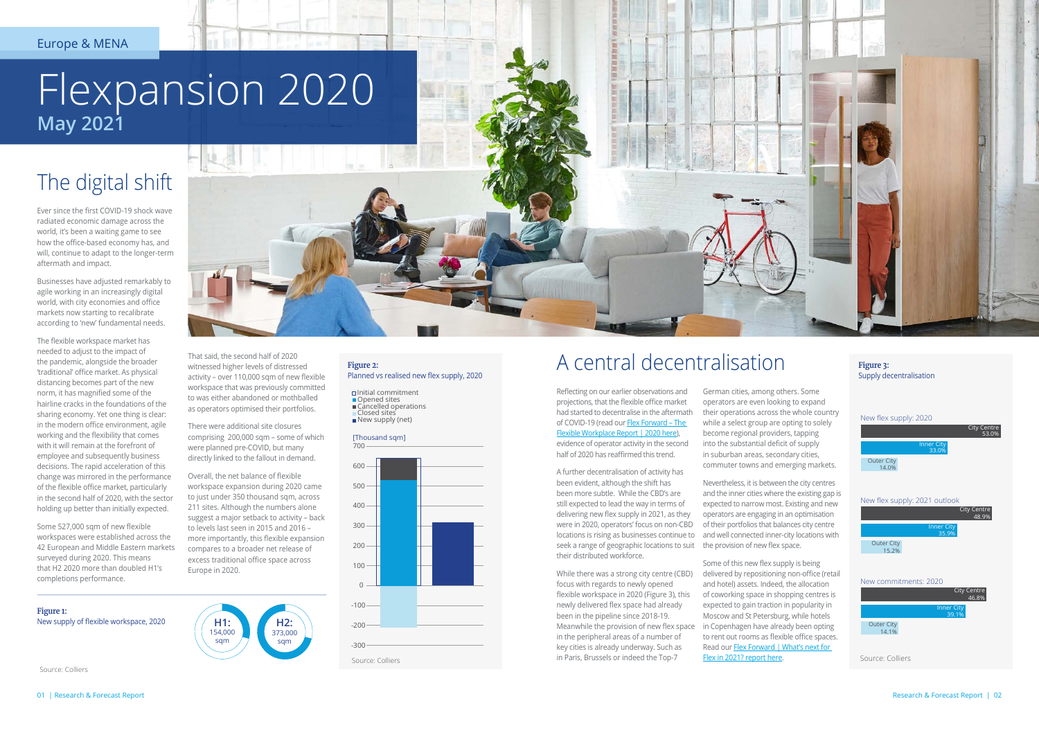Europe & MENA

# Flexpansion 2020

**May 2021**

## The digital shift

Ever since the first COVID-19 shock wave radiated economic damage across the world, it's been a waiting game to see how the office-based economy has, and will, continue to adapt to the longer-term aftermath and impact.

Businesses have adjusted remarkably to agile working in an increasingly digital world, with city economies and office markets now starting to recalibrate according to 'new' fundamental needs.

The flexible workspace market has needed to adjust to the impact of the pandemic, alongside the broader 'traditional' office market. As physical distancing becomes part of the new norm, it has magnified some of the hairline cracks in the foundations of the sharing economy. Yet one thing is clear: in the modern office environment, agile working and the flexibility that comes with it will remain at the forefront of employee and subsequently business decisions. The rapid acceleration of this change was mirrored in the performance of the flexible office market, particularly in the second half of 2020, with the sector holding up better than initially expected.

Some 527,000 sqm of new flexible workspaces were established across the 42 European and Middle Eastern markets surveyed during 2020. This means that H2 2020 more than doubled H1's completions performance.

That said, the second half of 2020 witnessed higher levels of distressed activity – over 110,000 sqm of new flexible workspace that was previously committed to was either abandoned or mothballed as operators optimised their portfolios.

There were additional site closures comprising 200,000 sqm – some of which were planned pre-COVID, but many directly linked to the fallout in demand.

Overall, the net balance of flexible workspace expansion during 2020 came to just under 350 thousand sqm, across 211 sites. Although the numbers alone suggest a major setback to activity – back to levels last seen in 2015 and 2016 – more importantly, this flexible expansion compares to a broader net release of excess traditional office space across Europe in 2020.

**Figure 1:**
New supply of flexible workspace, 2020

H1: 154,000 sqm

H2: 373,000 sqm

Source: Colliers

**Figure 2:**
Planned vs realised new flex supply, 2020

- Initial commitment
- Opened sites
- Cancelled operations
- Closed sites
- New supply (net)

[Thousand sqm]

Source: Colliers

## A central decentralisation

Reflecting on our earlier observations and projections, that the flexible office market had started to decentralise in the aftermath of COVID-19 (read our Flex Forward – The Flexible Workplace Report | 2020 here), evidence of operator activity in the second half of 2020 has reaffirmed this trend.

A further decentralisation of activity has been evident, although the shift has been more subtle. While the CBD's are still expected to lead the way in terms of delivering new flex supply in 2021, as they were in 2020, operators' focus on non-CBD locations is rising as businesses continue to seek a range of geographic locations to suit their distributed workforce.

While there was a strong city centre (CBD) focus with regards to newly opened flexible workspace in 2020 (Figure 3), this newly delivered flex space had already been in the pipeline since 2018-19. Meanwhile the provision of new flex space in the peripheral areas of a number of key cities is already underway. Such as in Paris, Brussels or indeed the Top-7 German cities, among others. Some operators are even looking to expand their operations across the whole country while a select group are opting to solely become regional providers, tapping into the substantial deficit of supply in suburban areas, secondary cities, commuter towns and emerging markets.

Nevertheless, it is between the city centres and the inner cities where the existing gap is expected to narrow most. Existing and new operators are engaging in an optimisation of their portfolios that balances city centre and well connected inner-city locations with the provision of new flex space.

Some of this new flex supply is being delivered by repositioning non-office (retail and hotel) assets. Indeed, the allocation of coworking space in shopping centres is expected to gain traction in popularity in Moscow and St Petersburg, while hotels in Copenhagen have already been opting to rent out rooms as flexible office spaces. Read our Flex Forward | What's next for Flex in 2021? report here.

**Figure 3:**
Supply decentralisation

| | City Centre | Inner City | Outer City |
|---|---|---|---|
| New flex supply: 2020 | 53.0% | 33.0% | 14.0% |
| New flex supply: 2021 outlook | 48.9% | 35.9% | 15.2% |
| New commitments: 2020 | 46.8% | 39.1% | 14.1% |

Source: Colliers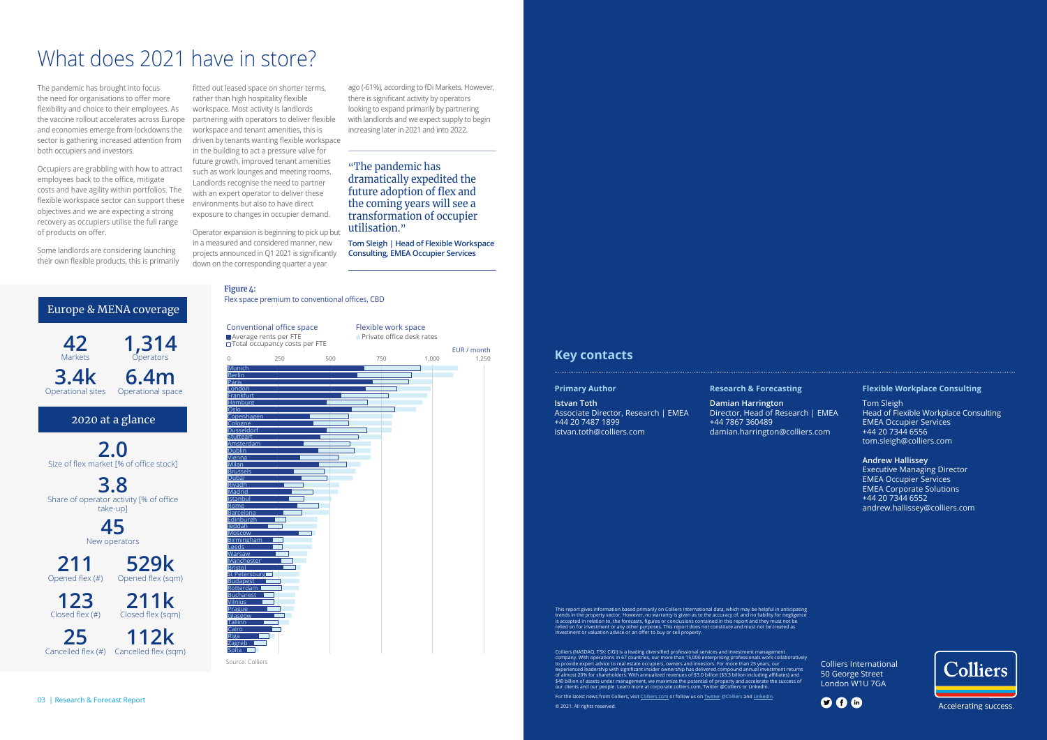# What does 2021 have in store?

The pandemic has brought into focus the need for organisations to offer more flexibility and choice to their employees. As the vaccine rollout accelerates across Europe and economies emerge from lockdowns the sector is gathering increased attention from both occupiers and investors.

Occupiers are grabbling with how to attract employees back to the office, mitigate costs and have agility within portfolios. The flexible workspace sector can support these objectives and we are expecting a strong recovery as occupiers utilise the full range of products on offer.

Some landlords are considering launching their own flexible products, this is primarily fitted out leased space on shorter terms, rather than high hospitality flexible workspace. Most activity is landlords partnering with operators to deliver flexible workspace and tenant amenities, this is driven by tenants wanting flexible workspace in the building to act a pressure valve for future growth, improved tenant amenities such as work lounges and meeting rooms. Landlords recognise the need to partner with an expert operator to deliver these environments but also to have direct exposure to changes in occupier demand.

Operator expansion is beginning to pick up but in a measured and considered manner, new projects announced in Q1 2021 is significantly down on the corresponding quarter a year ago (-61%), according to fDi Markets. However, there is significant activity by operators looking to expand primarily by partnering with landlords and we expect supply to begin increasing later in 2021 and into 2022.

> "The pandemic has dramatically expedited the future adoption of flex and the coming years will see a transformation of occupier utilisation."
>
> **Tom Sleigh | Head of Flexible Workspace Consulting, EMEA Occupier Services**

## Europe & MENA coverage

**42** Markets

**1,314** Operators

**3.4k** Operational sites

**6.4m** Operational space

## 2020 at a glance

**2.0** Size of flex market [% of office stock]

**3.8** Share of operator activity [% of office take-up]

**45** New operators

**211** Opened flex (#)

**529k** Opened flex (sqm)

**123** Closed flex (#)

**211k** Closed flex (sqm)

**25** Cancelled flex (#)

**112k** Cancelled flex (sqm)

**Figure 4:**
Flex space premium to conventional offices, CBD

Conventional office space
Average rents per FTE
Total occupancy costs per FTE
Flexible work space
Private office desk rates
EUR / month
0 250 500 750 1,000 1,250

Munich, Berlin, Paris, London, Frankfurt, Hamburg, Oslo, Copenhagen, Cologne, Dusseldorf, Stuttgart, Amsterdam, Dublin, Vienna, Milan, Brussels, Dubai, Riyadh, Madrid, Istanbul, Rome, Barcelona, Edinburgh, Jeddah, Moscow, Birmingham, Leeds, Warsaw, Manchester, Bristol, St Petersburg, Budapest, Rotterdam, Bucharest, Vilnius, Prague, Glasgow, Tallinn, Cairo, Riga, Zagreb, Sofia

Source: Colliers

## Key contacts

**Primary Author**

**Istvan Toth**
Associate Director, Research | EMEA
+44 20 7487 1899
istvan.toth@colliers.com

**Research & Forecasting**

**Damian Harrington**
Director, Head of Research | EMEA
+44 7867 360489
damian.harrington@colliers.com

**Flexible Workplace Consulting**

Tom Sleigh
Head of Flexible Workplace Consulting
EMEA Occupier Services
+44 20 7344 6556
tom.sleigh@colliers.com

**Andrew Hallissey**
Executive Managing Director
EMEA Occupier Services
EMEA Corporate Solutions
+44 20 7344 6552
andrew.hallissey@colliers.com

This report gives information based primarily on Colliers International data, which may be helpful in anticipating trends in the property sector. However, no warranty is given as to the accuracy of, and no liability for negligence is accepted in relation to, the forecasts, figures or conclusions contained in this report and they must not be relied on for investment or any other purposes. This report does not constitute and must not be treated as investment or valuation advice or an offer to buy or sell property.

Colliers (NASDAQ, TSX: CIGI) is a leading diversified professional services and investment management company. With operations in 67 countries, our more than 15,000 enterprising professionals work collaboratively to provide expert advice to real estate occupiers, owners and investors. For more than 25 years, our experienced leadership with significant insider ownership has delivered compound annual investment returns of almost 20% for shareholders. With annualized revenues of $3.0 billion ($3.3 billion including affiliates) and $40 billion of assets under management, we maximize the potential of property and accelerate the success of our clients and our people. Learn more at corporate.colliers.com, Twitter @Colliers or LinkedIn.

For the latest news from Colliers, visit Colliers.com or follow us on Twitter @Colliers and LinkedIn.

© 2021. All rights reserved.

Colliers International
50 George Street
London W1U 7GA

Colliers
Accelerating success.